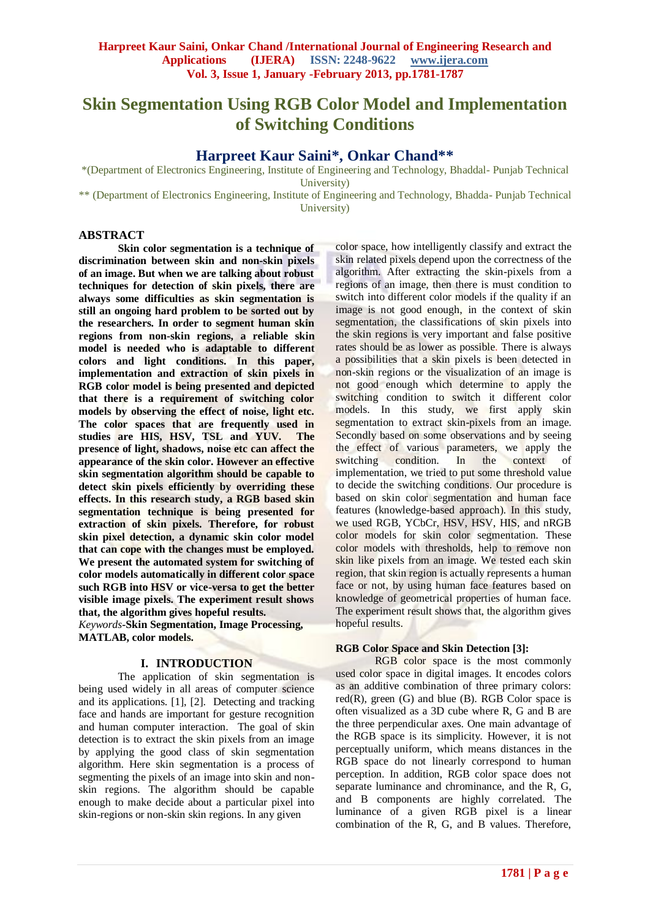# Skin Segmentation Using RGB Color Model and Implementation of Switching Conditions

## Harpreet Kaur Saini*, Onkar Chand**

*(Department of Electronics Engineering, Institute of Engineering and Technology, Bhaddal- Punjab Technical University)

** (Department of Electronics Engineering, Institute of Engineering and Technology, Bhadda- Punjab Technical University)

## ABSTRACT

**Skin color segmentation is a technique of discrimination between skin and non-skin pixels of an image. But when we are talking about robust techniques for detection of skin pixels, there are always some difficulties as skin segmentation is still an ongoing hard problem to be sorted out by the researchers. In order to segment human skin regions from non-skin regions, a reliable skin model is needed who is adaptable to different colors and light conditions. In this paper, implementation and extraction of skin pixels in RGB color model is being presented and depicted that there is a requirement of switching color models by observing the effect of noise, light etc. The color spaces that are frequently used in studies are HIS, HSV, TSL and YUV. The presence of light, shadows, noise etc can affect the appearance of the skin color. However an effective skin segmentation algorithm should be capable to detect skin pixels efficiently by overriding these effects. In this research study, a RGB based skin segmentation technique is being presented for extraction of skin pixels. Therefore, for robust skin pixel detection, a dynamic skin color model that can cope with the changes must be employed. We present the automated system for switching of color models automatically in different color space such RGB into HSV or vice-versa to get the better visible image pixels. The experiment result shows that, the algorithm gives hopeful results.**

*Keywords*-**Skin Segmentation, Image Processing, MATLAB, color models.**

## I. INTRODUCTION

The application of skin segmentation is being used widely in all areas of computer science and its applications. [1], [2]. Detecting and tracking face and hands are important for gesture recognition and human computer interaction. The goal of skin detection is to extract the skin pixels from an image by applying the good class of skin segmentation algorithm. Here skin segmentation is a process of segmenting the pixels of an image into skin and non-skin regions. The algorithm should be capable enough to make decide about a particular pixel into skin-regions or non-skin skin regions. In any given color space, how intelligently classify and extract the skin related pixels depend upon the correctness of the algorithm. After extracting the skin-pixels from a regions of an image, then there is must condition to switch into different color models if the quality if an image is not good enough, in the context of skin segmentation, the classifications of skin pixels into the skin regions is very important and false positive rates should be as lower as possible. There is always a possibilities that a skin pixels is been detected in non-skin regions or the visualization of an image is not good enough which determine to apply the switching condition to switch it different color models. In this study, we first apply skin segmentation to extract skin-pixels from an image. Secondly based on some observations and by seeing the effect of various parameters, we apply the switching condition. In the context of implementation, we tried to put some threshold value to decide the switching conditions. Our procedure is based on skin color segmentation and human face features (knowledge-based approach). In this study, we used RGB, YCbCr, HSV, HSV, HIS, and nRGB color models for skin color segmentation. These color models with thresholds, help to remove non skin like pixels from an image. We tested each skin region, that skin region is actually represents a human face or not, by using human face features based on knowledge of geometrical properties of human face. The experiment result shows that, the algorithm gives hopeful results.

### RGB Color Space and Skin Detection [3]:

RGB color space is the most commonly used color space in digital images. It encodes colors as an additive combination of three primary colors: red(R), green (G) and blue (B). RGB Color space is often visualized as a 3D cube where R, G and B are the three perpendicular axes. One main advantage of the RGB space is its simplicity. However, it is not perceptually uniform, which means distances in the RGB space do not linearly correspond to human perception. In addition, RGB color space does not separate luminance and chrominance, and the R, G, and B components are highly correlated. The luminance of a given RGB pixel is a linear combination of the R, G, and B values. Therefore,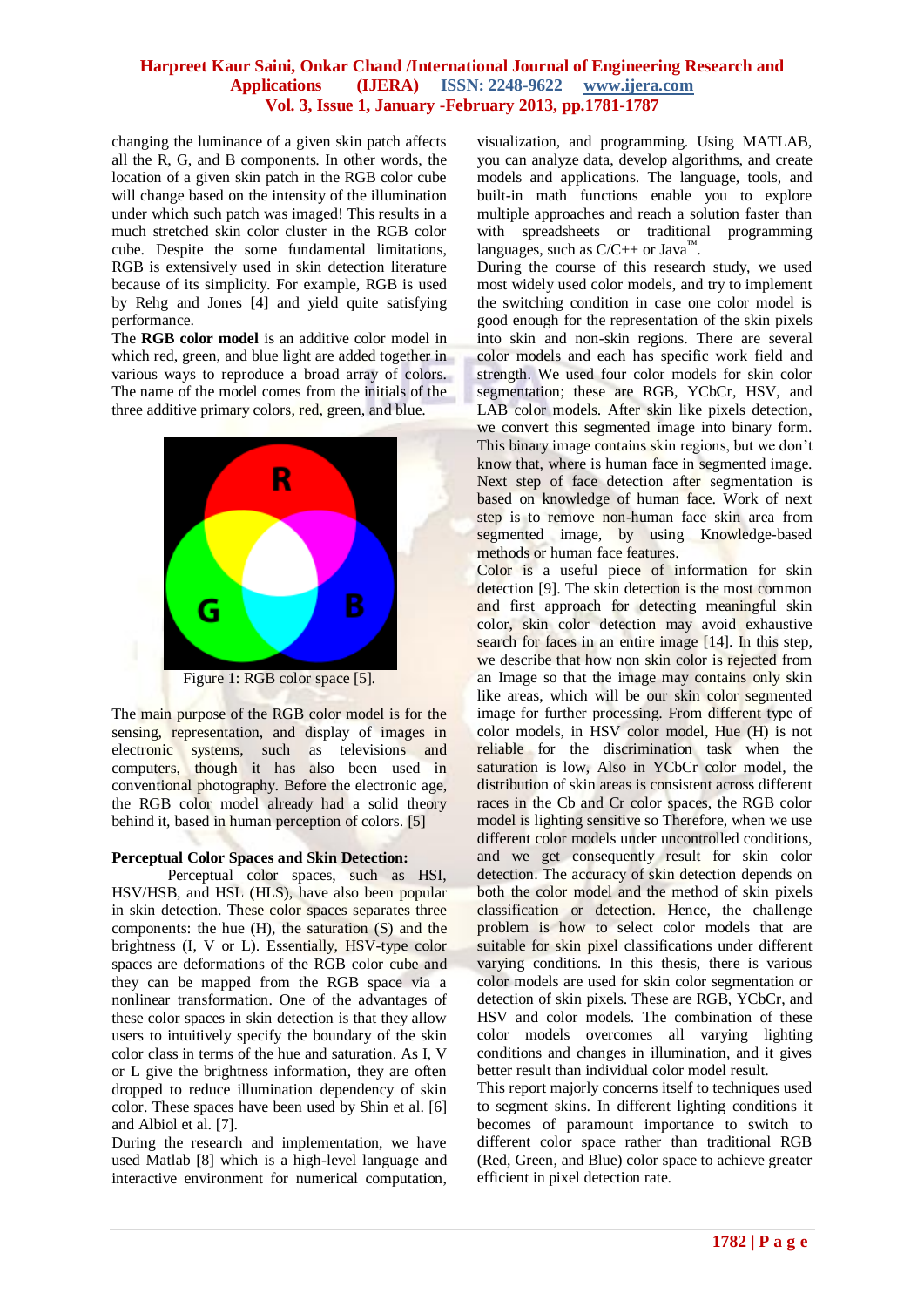changing the luminance of a given skin patch affects all the R, G, and B components. In other words, the location of a given skin patch in the RGB color cube will change based on the intensity of the illumination under which such patch was imaged! This results in a much stretched skin color cluster in the RGB color cube. Despite the some fundamental limitations, RGB is extensively used in skin detection literature because of its simplicity. For example, RGB is used by Rehg and Jones [4] and yield quite satisfying performance.

The **RGB color model** is an additive color model in which red, green, and blue light are added together in various ways to reproduce a broad array of colors. The name of the model comes from the initials of the three additive primary colors, red, green, and blue.

Figure 1: RGB color space [5].

The main purpose of the RGB color model is for the sensing, representation, and display of images in electronic systems, such as televisions and computers, though it has also been used in conventional photography. Before the electronic age, the RGB color model already had a solid theory behind it, based in human perception of colors. [5]

**Perceptual Color Spaces and Skin Detection:**

Perceptual color spaces, such as HSI, HSV/HSB, and HSL (HLS), have also been popular in skin detection. These color spaces separates three components: the hue (H), the saturation (S) and the brightness (I, V or L). Essentially, HSV-type color spaces are deformations of the RGB color cube and they can be mapped from the RGB space via a nonlinear transformation. One of the advantages of these color spaces in skin detection is that they allow users to intuitively specify the boundary of the skin color class in terms of the hue and saturation. As I, V or L give the brightness information, they are often dropped to reduce illumination dependency of skin color. These spaces have been used by Shin et al. [6] and Albiol et al. [7].

During the research and implementation, we have used Matlab [8] which is a high-level language and interactive environment for numerical computation, visualization, and programming. Using MATLAB, you can analyze data, develop algorithms, and create models and applications. The language, tools, and built-in math functions enable you to explore multiple approaches and reach a solution faster than with spreadsheets or traditional programming languages, such as C/C++ or Java™.

During the course of this research study, we used most widely used color models, and try to implement the switching condition in case one color model is good enough for the representation of the skin pixels into skin and non-skin regions. There are several color models and each has specific work field and strength. We used four color models for skin color segmentation; these are RGB, YCbCr, HSV, and LAB color models. After skin like pixels detection, we convert this segmented image into binary form. This binary image contains skin regions, but we don't know that, where is human face in segmented image. Next step of face detection after segmentation is based on knowledge of human face. Work of next step is to remove non-human face skin area from segmented image, by using Knowledge-based methods or human face features.

Color is a useful piece of information for skin detection [9]. The skin detection is the most common and first approach for detecting meaningful skin color, skin color detection may avoid exhaustive search for faces in an entire image [14]. In this step, we describe that how non skin color is rejected from an Image so that the image may contains only skin like areas, which will be our skin color segmented image for further processing. From different type of color models, in HSV color model, Hue (H) is not reliable for the discrimination task when the saturation is low, Also in YCbCr color model, the distribution of skin areas is consistent across different races in the Cb and Cr color spaces, the RGB color model is lighting sensitive so Therefore, when we use different color models under uncontrolled conditions, and we get consequently result for skin color detection. The accuracy of skin detection depends on both the color model and the method of skin pixels classification or detection. Hence, the challenge problem is how to select color models that are suitable for skin pixel classifications under different varying conditions. In this thesis, there is various color models are used for skin color segmentation or detection of skin pixels. These are RGB, YCbCr, and HSV and color models. The combination of these color models overcomes all varying lighting conditions and changes in illumination, and it gives better result than individual color model result.

This report majorly concerns itself to techniques used to segment skins. In different lighting conditions it becomes of paramount importance to switch to different color space rather than traditional RGB (Red, Green, and Blue) color space to achieve greater efficient in pixel detection rate.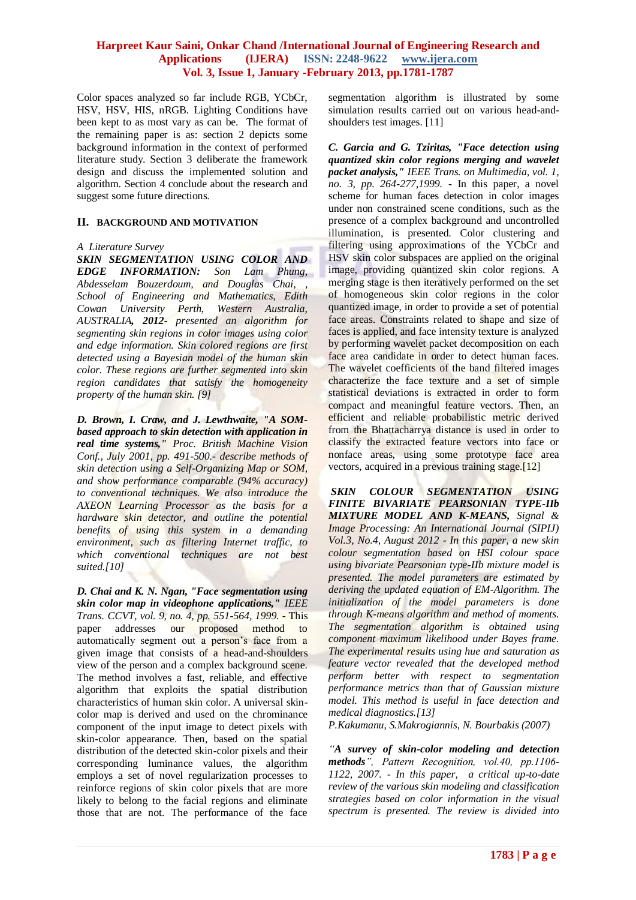Color spaces analyzed so far include RGB, YCbCr, HSV, HSV, HIS, nRGB. Lighting Conditions have been kept to as most vary as can be. The format of the remaining paper is as: section 2 depicts some background information in the context of performed literature study. Section 3 deliberate the framework design and discuss the implemented solution and algorithm. Section 4 conclude about the research and suggest some future directions.

## II. BACKGROUND AND MOTIVATION

*A Literature Survey*

***SKIN SEGMENTATION USING COLOR AND EDGE INFORMATION:*** *Son Lam Phung, Abdesselam Bouzerdoum, and Douglas Chai, , School of Engineering and Mathematics, Edith Cowan University Perth, Western Australia, AUSTRALIA**, 2012-** presented an algorithm for segmenting skin regions in color images using color and edge information. Skin colored regions are first detected using a Bayesian model of the human skin color. These regions are further segmented into skin region candidates that satisfy the homogeneity property of the human skin. [9]*

***D. Brown, I. Craw, and J. Lewthwaite, "A SOM-based approach to skin detection with application in real time systems,"*** *Proc. British Machine Vision Conf., July 2001, pp. 491-500.- describe methods of skin detection using a Self-Organizing Map or SOM, and show performance comparable (94% accuracy) to conventional techniques. We also introduce the AXEON Learning Processor as the basis for a hardware skin detector, and outline the potential benefits of using this system in a demanding environment, such as filtering Internet traffic, to which conventional techniques are not best suited.[10]*

***D. Chai and K. N. Ngan, "Face segmentation using skin color map in videophone applications,"*** *IEEE Trans. CCVT, vol. 9, no. 4, pp. 551-564, 1999.* - This paper addresses our proposed method to automatically segment out a person's face from a given image that consists of a head-and-shoulders view of the person and a complex background scene. The method involves a fast, reliable, and effective algorithm that exploits the spatial distribution characteristics of human skin color. A universal skin-color map is derived and used on the chrominance component of the input image to detect pixels with skin-color appearance. Then, based on the spatial distribution of the detected skin-color pixels and their corresponding luminance values, the algorithm employs a set of novel regularization processes to reinforce regions of skin color pixels that are more likely to belong to the facial regions and eliminate those that are not. The performance of the face segmentation algorithm is illustrated by some simulation results carried out on various head-and-shoulders test images. [11]

***C. Garcia and G. Tziritas, "Face detection using quantized skin color regions merging and wavelet packet analysis,"*** *IEEE Trans. on Multimedia, vol. 1, no. 3, pp. 264-277,1999.* - In this paper, a novel scheme for human faces detection in color images under non constrained scene conditions, such as the presence of a complex background and uncontrolled illumination, is presented. Color clustering and filtering using approximations of the YCbCr and HSV skin color subspaces are applied on the original image, providing quantized skin color regions. A merging stage is then iteratively performed on the set of homogeneous skin color regions in the color quantized image, in order to provide a set of potential face areas. Constraints related to shape and size of faces is applied, and face intensity texture is analyzed by performing wavelet packet decomposition on each face area candidate in order to detect human faces. The wavelet coefficients of the band filtered images characterize the face texture and a set of simple statistical deviations is extracted in order to form compact and meaningful feature vectors. Then, an efficient and reliable probabilistic metric derived from the Bhattacharrya distance is used in order to classify the extracted feature vectors into face or nonface areas, using some prototype face area vectors, acquired in a previous training stage.[12]

***SKIN COLOUR SEGMENTATION USING FINITE BIVARIATE PEARSONIAN TYPE-IIb MIXTURE MODEL AND K-MEANS,*** *Signal & Image Processing: An International Journal (SIPIJ) Vol.3, No.4, August 2012 - In this paper, a new skin colour segmentation based on HSI colour space using bivariate Pearsonian type-IIb mixture model is presented. The model parameters are estimated by deriving the updated equation of EM-Algorithm. The initialization of the model parameters is done through K-means algorithm and method of moments. The segmentation algorithm is obtained using component maximum likelihood under Bayes frame. The experimental results using hue and saturation as feature vector revealed that the developed method perform better with respect to segmentation performance metrics than that of Gaussian mixture model. This method is useful in face detection and medical diagnostics.[13]*

*P.Kakumanu, S.Makrogiannis, N. Bourbakis (2007)*

*"**A survey of skin-color modeling and detection methods**", Pattern Recognition, vol.40, pp.1106-1122, 2007. - In this paper, a critical up-to-date review of the various skin modeling and classification strategies based on color information in the visual spectrum is presented. The review is divided into*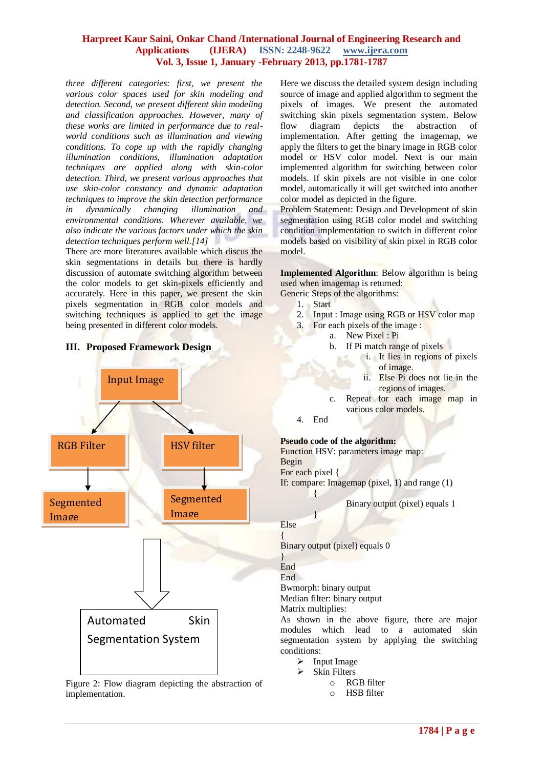*three different categories: first, we present the various color spaces used for skin modeling and detection. Second, we present different skin modeling and classification approaches. However, many of these works are limited in performance due to real-world conditions such as illumination and viewing conditions. To cope up with the rapidly changing illumination conditions, illumination adaptation techniques are applied along with skin-color detection. Third, we present various approaches that use skin-color constancy and dynamic adaptation techniques to improve the skin detection performance in dynamically changing illumination and environmental conditions. Wherever available, we also indicate the various factors under which the skin detection techniques perform well.[14]*

There are more literatures available which discus the skin segmentations in details but there is hardly discussion of automate switching algorithm between the color models to get skin-pixels efficiently and accurately. Here in this paper, we present the skin pixels segmentation in RGB color models and switching techniques is applied to get the image being presented in different color models.

## III. Proposed Framework Design

Input Image

RGB Filter | HSV filter

Segmented Image | Segmented Image

Automated Skin Segmentation System

Figure 2: Flow diagram depicting the abstraction of implementation.

Here we discuss the detailed system design including source of image and applied algorithm to segment the pixels of images. We present the automated switching skin pixels segmentation system. Below flow diagram depicts the abstraction of implementation. After getting the imagemap, we apply the filters to get the binary image in RGB color model or HSV color model. Next is our main implemented algorithm for switching between color models. If skin pixels are not visible in one color model, automatically it will get switched into another color model as depicted in the figure.

Problem Statement: Design and Development of skin segmentation using RGB color model and switching condition implementation to switch in different color models based on visibility of skin pixel in RGB color model.

**Implemented Algorithm**: Below algorithm is being used when imagemap is returned:

Generic Steps of the algorithms:

1. Start
2. Input : Image using RGB or HSV color map
3. For each pixels of the image :
   a. New Pixel : Pi
   b. If Pi match range of pixels
      i. It lies in regions of pixels of image.
      ii. Else Pi does not lie in the regions of images.
   c. Repeat for each image map in various color models.
4. End

**Pseudo code of the algorithm:**

Function HSV: parameters image map:
Begin
For each pixel {
If: compare: Imagemap (pixel, 1) and range (1)
{
Binary output (pixel) equals 1
}
Else
{
Binary output (pixel) equals 0
}
End
End
Bwmorph: binary output
Median filter: binary output
Matrix multiplies:

As shown in the above figure, there are major modules which lead to a automated skin segmentation system by applying the switching conditions:

- Input Image
- Skin Filters
  - RGB filter
  - HSB filter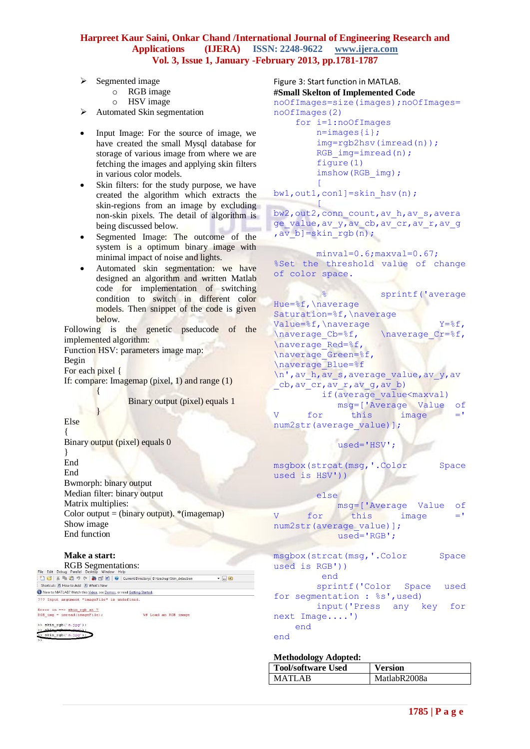- Segmented image
    - RGB image
    - HSV image
- Automated Skin segmentation

- Input Image: For the source of image, we have created the small Mysql database for storage of various image from where we are fetching the images and applying skin filters in various color models.
- Skin filters: for the study purpose, we have created the algorithm which extracts the skin-regions from an image by excluding non-skin pixels. The detail of algorithm is being discussed below.
- Segmented Image: The outcome of the system is a optimum binary image with minimal impact of noise and lights.
- Automated skin segmentation: we have designed an algorithm and written Matlab code for implementation of switching condition to switch in different color models. Then snippet of the code is given below.

Following is the genetic pseudocode of the implemented algorithm:

Function HSV: parameters image map:
Begin
For each pixel {
If: compare: Imagemap (pixel, 1) and range (1)
{
Binary output (pixel) equals 1
}
Else
{
Binary output (pixel) equals 0
}
End
End
Bwmorph: binary output
Median filter: binary output
Matrix multiplies:
Color output = (binary output). *(imagemap)
Show image
End function

**Make a start:**

RGB Segmentations:

```
??? Input argument "imageFile" is undefined.

Error in ==> skin_rgb at 7
RGB_img = imread(imageFile);                %# Load an RGB image

>> skin_rgb('a.jpg');
>> skin_rgb('a.jpg');
>> skin_rgb('a.jpg');
>>
```

Figure 3: Start function in MATLAB.

**#Small Skelton of Implemented Code**

```
noOfImages=size(images);noOfImages=noOfImages(2)
    for i=1:noOfImages
        n=images{i};
        img=rgb2hsv(imread(n));
        RGB_img=imread(n);
        figure(1)
        imshow(RGB_img);
        [bw1,out1,con1]=skin_hsv(n);
        [bw2,out2,conn_count,av_h,av_s,average_value,av_y,av_cb,av_cr,av_r,av_g,av_b]=skin_rgb(n);

        minval=0.6;maxval=0.67;
%Set the threshold value of change of color space.

%           sprintf('average Hue=%f,\naverage Saturation=%f,\naverage Value=%f,\naverage Y=%f,\naverage_Cb=%f, \naverage_Cr=%f,\naverage_Red=%f,\naverage_Green=%f,\naverage_Blue=%f\n',av_h,av_s,average_value,av_y,av_cb,av_cr,av_r,av_g,av_b)
         if(average_value<maxval)
            msg=['Average Value of V for this image =' num2str(average_value)];

            used='HSV';

msgbox(strcat(msg,'.Color Space used is HSV'))

        else
            msg=['Average Value of V for this image =' num2str(average_value)];
            used='RGB';

msgbox(strcat(msg,'.Color Space used is RGB'))
        end
        sprintf('Color Space used for segmentation : %s',used)
        input('Press any key for next Image....')
    end
end
```

**Methodology Adopted:**

| Tool/software Used | Version |
|---|---|
| MATLAB | MatlabR2008a |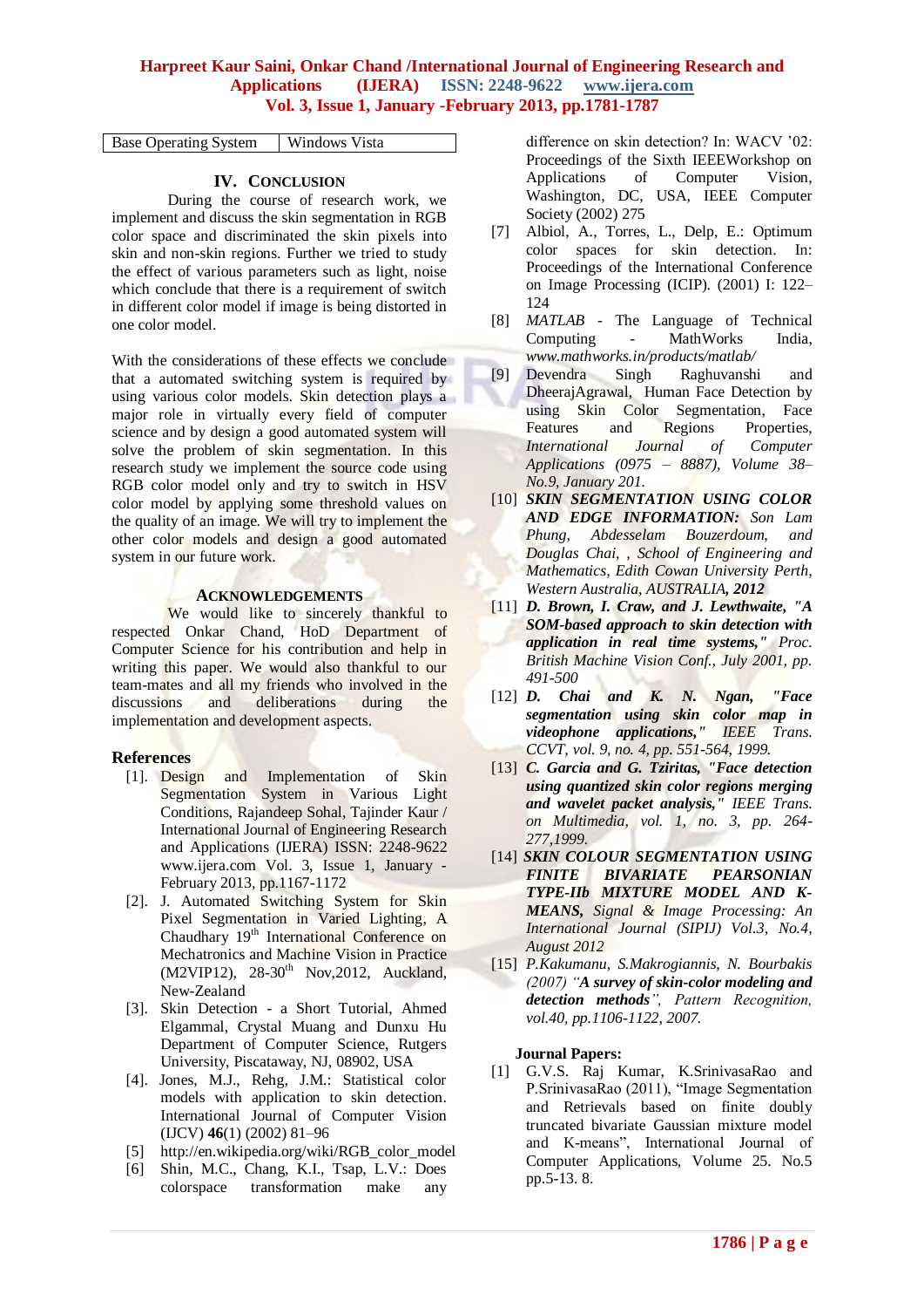| | |
|---|---|
| Base Operating System | Windows Vista |

## IV. Conclusion

During the course of research work, we implement and discuss the skin segmentation in RGB color space and discriminated the skin pixels into skin and non-skin regions. Further we tried to study the effect of various parameters such as light, noise which conclude that there is a requirement of switch in different color model if image is being distorted in one color model.

With the considerations of these effects we conclude that a automated switching system is required by using various color models. Skin detection plays a major role in virtually every field of computer science and by design a good automated system will solve the problem of skin segmentation. In this research study we implement the source code using RGB color model only and try to switch in HSV color model by applying some threshold values on the quality of an image. We will try to implement the other color models and design a good automated system in our future work.

## Acknowledgements

We would like to sincerely thankful to respected Onkar Chand, HoD Department of Computer Science for his contribution and help in writing this paper. We would also thankful to our team-mates and all my friends who involved in the discussions and deliberations during the implementation and development aspects.

## References

[1]. Design and Implementation of Skin Segmentation System in Various Light Conditions, Rajandeep Sohal, Tajinder Kaur / International Journal of Engineering Research and Applications (IJERA) ISSN: 2248-9622 www.ijera.com Vol. 3, Issue 1, January - February 2013, pp.1167-1172

[2]. J. Automated Switching System for Skin Pixel Segmentation in Varied Lighting, A Chaudhary 19th International Conference on Mechatronics and Machine Vision in Practice (M2VIP12), 28-30th Nov,2012, Auckland, New-Zealand

[3]. Skin Detection - a Short Tutorial, Ahmed Elgammal, Crystal Muang and Dunxu Hu Department of Computer Science, Rutgers University, Piscataway, NJ, 08902, USA

[4]. Jones, M.J., Rehg, J.M.: Statistical color models with application to skin detection. International Journal of Computer Vision (IJCV) **46**(1) (2002) 81–96

[5] http://en.wikipedia.org/wiki/RGB_color_model

[6] Shin, M.C., Chang, K.I., Tsap, L.V.: Does colorspace transformation make any difference on skin detection? In: WACV '02: Proceedings of the Sixth IEEEWorkshop on Applications of Computer Vision, Washington, DC, USA, IEEE Computer Society (2002) 275

[7] Albiol, A., Torres, L., Delp, E.: Optimum color spaces for skin detection. In: Proceedings of the International Conference on Image Processing (ICIP). (2001) I: 122–124

[8] *MATLAB* - The Language of Technical Computing - MathWorks India, *www.mathworks.in/products/matlab/*

[9] Devendra Singh Raghuvanshi and DheerajAgrawal, Human Face Detection by using Skin Color Segmentation, Face Features and Regions Properties, *International Journal of Computer Applications (0975 – 8887), Volume 38– No.9, January 201.*

[10] ***SKIN SEGMENTATION USING COLOR AND EDGE INFORMATION:*** *Son Lam Phung, Abdesselam Bouzerdoum, and Douglas Chai, , School of Engineering and Mathematics, Edith Cowan University Perth, Western Australia, AUSTRALIA, **2012***

[11] ***D. Brown, I. Craw, and J. Lewthwaite, "A SOM-based approach to skin detection with application in real time systems,"*** *Proc. British Machine Vision Conf., July 2001, pp. 491-500*

[12] ***D. Chai and K. N. Ngan, "Face segmentation using skin color map in videophone applications,"*** *IEEE Trans. CCVT, vol. 9, no. 4, pp. 551-564, 1999.*

[13] ***C. Garcia and G. Tziritas, "Face detection using quantized skin color regions merging and wavelet packet analysis,"*** *IEEE Trans. on Multimedia, vol. 1, no. 3, pp. 264-277,1999.*

[14] ***SKIN COLOUR SEGMENTATION USING FINITE BIVARIATE PEARSONIAN TYPE-IIb MIXTURE MODEL AND K-MEANS,*** *Signal & Image Processing: An International Journal (SIPIJ) Vol.3, No.4, August 2012*

[15] *P.Kakumanu, S.Makrogiannis, N. Bourbakis (2007) "**A survey of skin-color modeling and detection methods**", Pattern Recognition, vol.40, pp.1106-1122, 2007.*

### Journal Papers:

[1] G.V.S. Raj Kumar, K.SrinivasaRao and P.SrinivasaRao (2011), "Image Segmentation and Retrievals based on finite doubly truncated bivariate Gaussian mixture model and K-means", International Journal of Computer Applications, Volume 25. No.5 pp.5-13. 8.